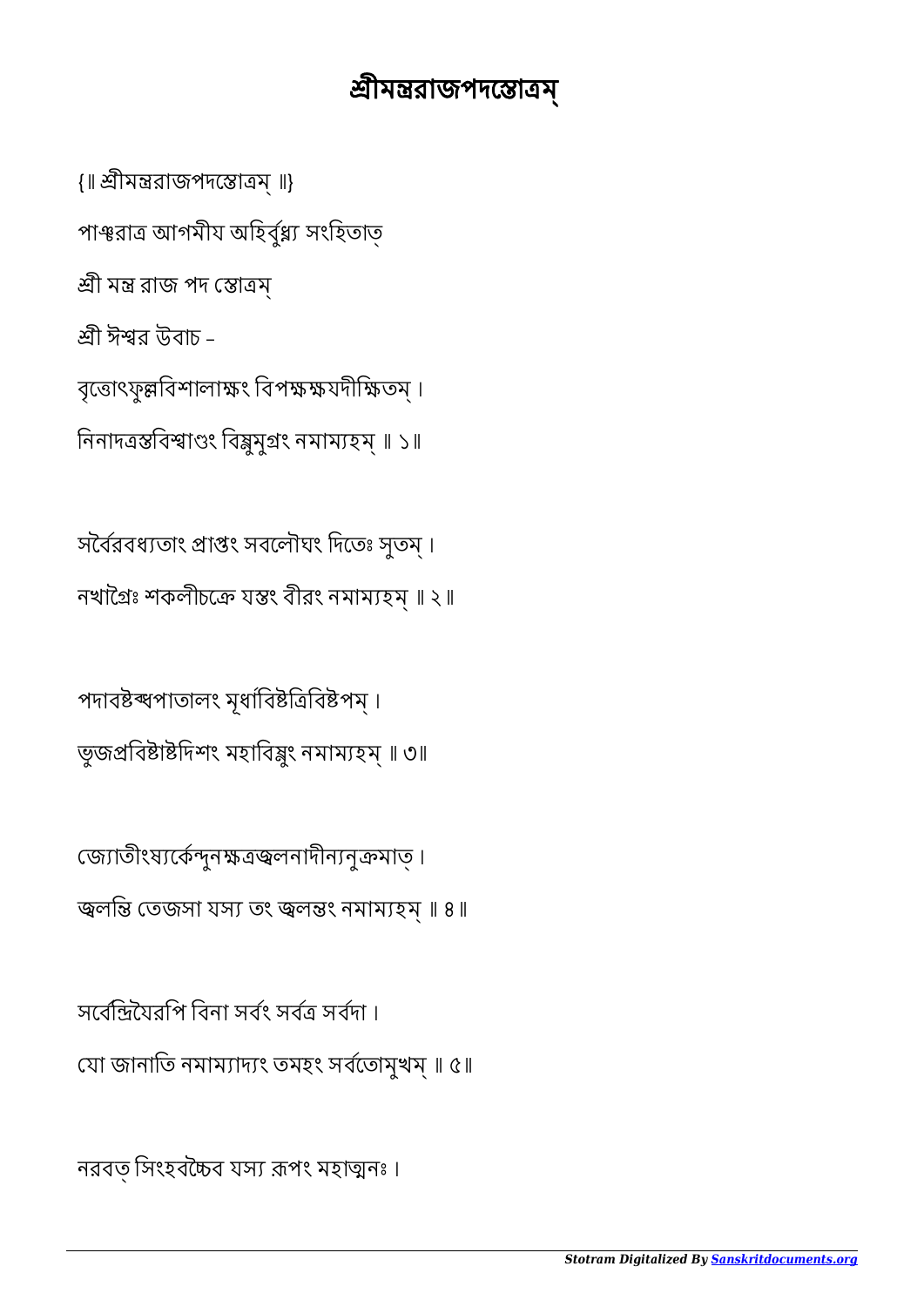# শ্রীমন্ত্ররাজপদস্তোত্রম্

{॥ শ্রীমন্ত্ররাজপদস্তোত্রম্ ॥}

পাঞ্চরাত্র আগমীয অহির্বুধ্ন্য সংহিতাত্

শ্রী মন্ত্র রাজ পদ স্তোত্রম্

শ্রী ঈশ্বর উবাচ -

বৃত্তোৎফুল্লবিশালাক্ষং বিপক্ষক্ষযদীক্ষিতম্ ।
নিনাদত্রস্তবিশ্বাণ্ডং বিষ্ণুমুগ্রং নমাম্যহম্ ॥ ১॥

সর্বৈরবধ্যতাং প্রাপ্তং সবলৌঘং দিতেঃ সুতম্ ।
নখাগ্রৈঃ শকলীচক্রে যস্তং বীরং নমাম্যহম্ ॥ ২ ॥

পদাবষ্টব্ধপাতালং মূর্ধাবিষ্টত্রিবিষ্টপম্ ।
ভুজপ্রবিষ্টাষ্টদিশং মহাবিষ্ণুং নমাম্যহম্ ॥ ৩॥

জ্যোতীংষ্যর্কেন্দুনক্ষত্রজ্বলনাদীন্যনুক্রমাত্ ।
জ্বলন্তি তেজসা যস্য তং জ্বলন্তং নমাম্যহম্ ॥ ৪ ॥

সর্বেন্দ্রিযৈরপি বিনা সর্বং সর্বত্র সর্বদা ।
যো জানাতি নমাম্যাদ্যং তমহং সর্বতোমুখম্ ॥ ৫॥

নরবত্ সিংহবচ্চৈব যস্য রূপং মহাত্মনঃ ।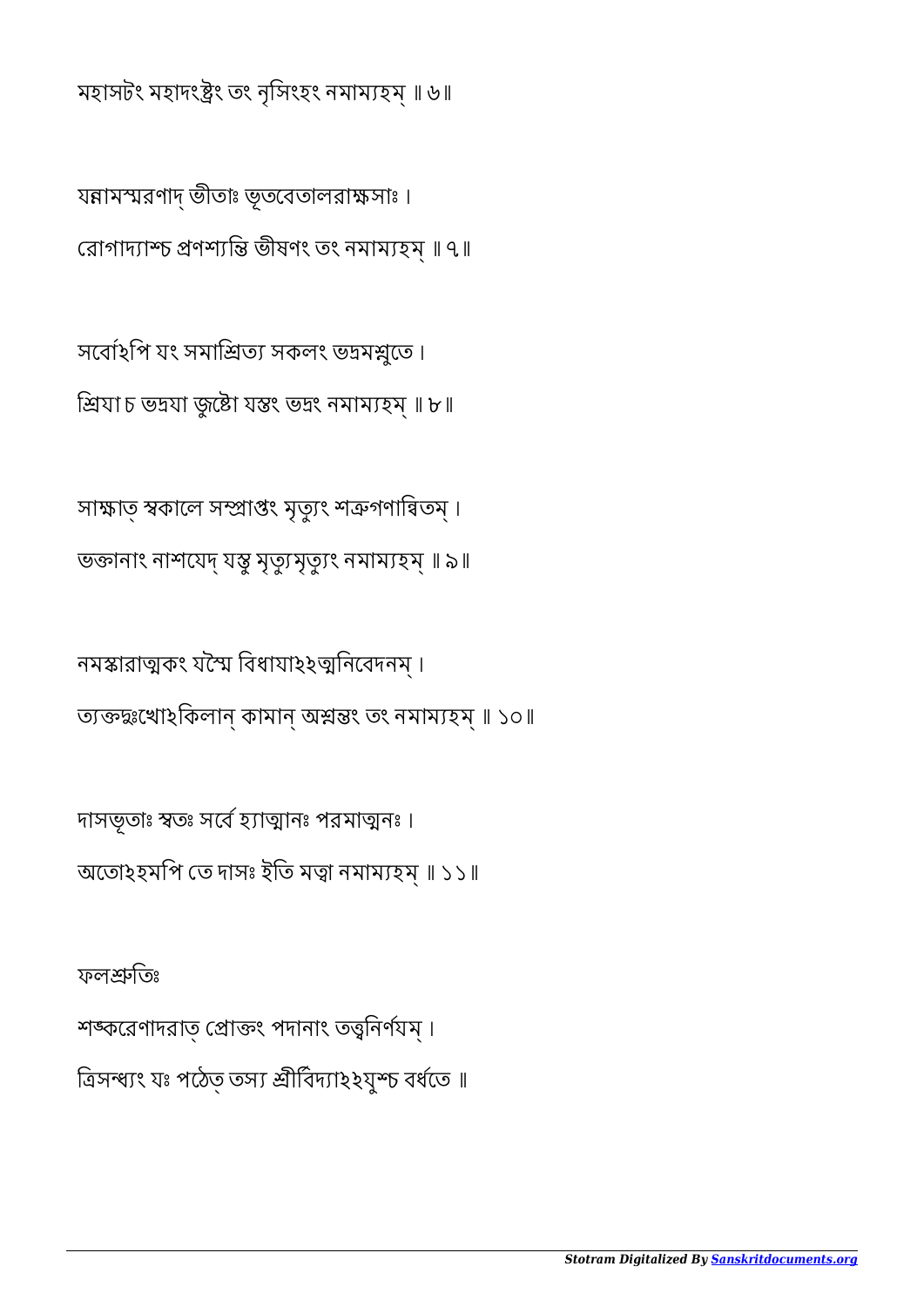মহাসটং মহাদংষ্ট্রং তং নৃসিংহং নমাম্যহম্ ॥ ৬॥

যন্নামস্মরণাদ্ ভীতাঃ ভূতবেতালরাক্ষসাঃ ।
রোগাদ্যাশ্চ প্রণশ্যন্তি ভীষণং তং নমাম্যহম্ ॥ ৭॥

সর্বোঽপি যং সমাশ্রিত্য সকলং ভদ্রমশ্নুতে ।
শ্রিযা চ ভদ্রযা জুষ্টো যস্তং ভদ্রং নমাম্যহম্ ॥ ৮॥

সাক্ষাত্ স্বকালে সম্প্রাপ্তং মৃত্যুং শত্রুগণান্বিতম্ ।
ভক্তানাং নাশযেদ্ যস্তু মৃত্যুমৃত্যুং নমাম্যহম্ ॥ ৯॥

নমস্কারাত্মকং যস্মৈ বিধাযাঽঽত্মনিবেদনম্ ।
ত্যক্তদুঃখোঽকিলান্ কামান্ অশ্নন্তং তং নমাম্যহম্ ॥ ১০॥

দাসভূতাঃ স্বতঃ সর্বে হ্যাত্মানঃ পরমাত্মনঃ ।
অতোঽহমপি তে দাসঃ ইতি মত্বা নমাম্যহম্ ॥ ১১॥

ফলশ্রুতিঃ

শঙ্করেণাদরাত্ প্রোক্তং পদানাং তত্ত্বনির্ণযম্ ।
ত্রিসন্ধ্যং যঃ পঠেত্ তস্য শ্রীর্বিদ্যাঽঽযুশ্চ বর্ধতে ॥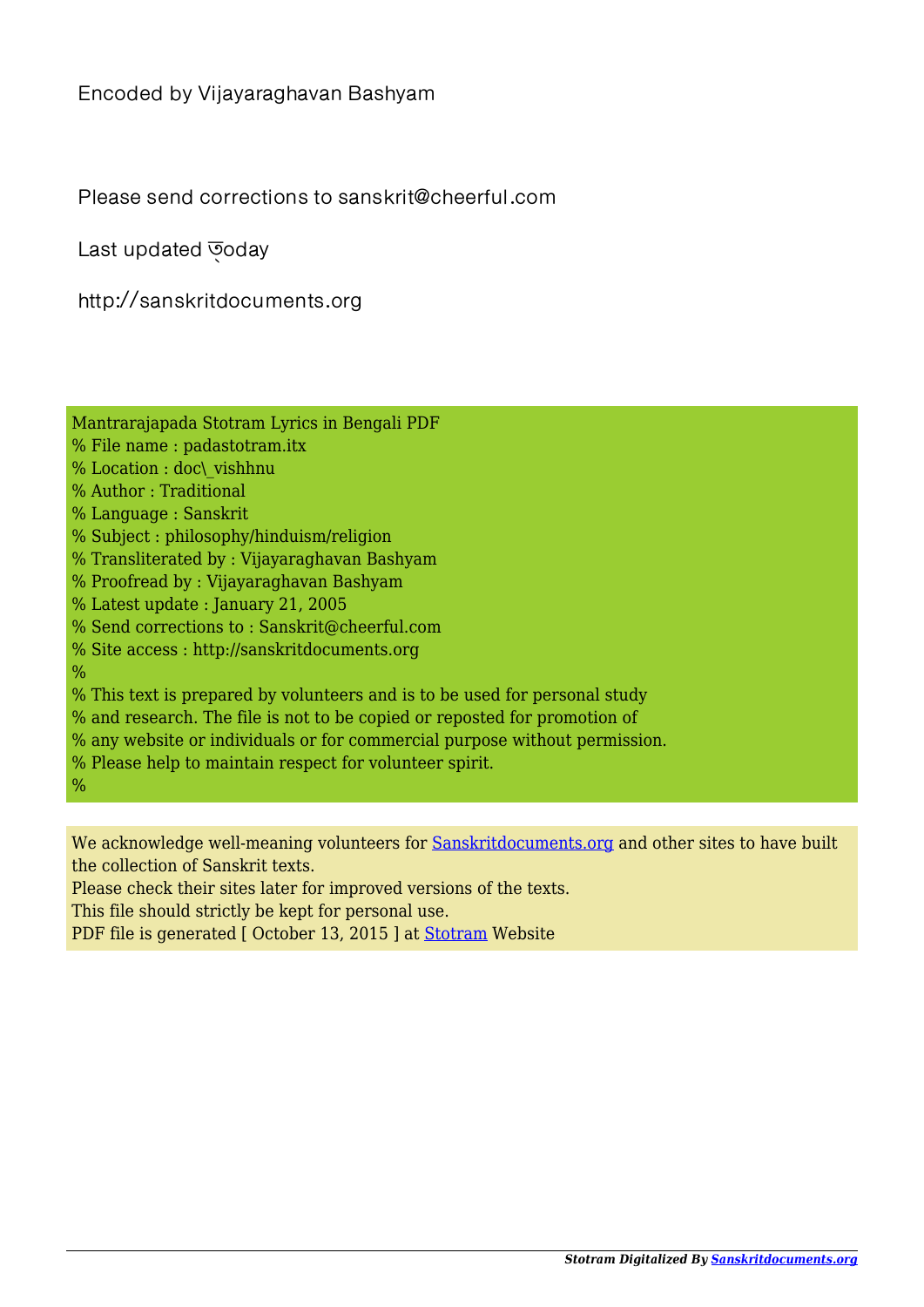Encoded by Vijayaraghavan Bashyam

Please send corrections to sanskrit@cheerful.com

Last updated ত্oday

http://sanskritdocuments.org

Mantrarajapada Stotram Lyrics in Bengali PDF
% File name : padastotram.itx
% Location : doc\_vishhnu
% Author : Traditional
% Language : Sanskrit
% Subject : philosophy/hinduism/religion
% Transliterated by : Vijayaraghavan Bashyam
% Proofread by : Vijayaraghavan Bashyam
% Latest update : January 21, 2005
% Send corrections to : Sanskrit@cheerful.com
% Site access : http://sanskritdocuments.org
%
% This text is prepared by volunteers and is to be used for personal study
% and research. The file is not to be copied or reposted for promotion of
% any website or individuals or for commercial purpose without permission.
% Please help to maintain respect for volunteer spirit.
%

We acknowledge well-meaning volunteers for Sanskritdocuments.org and other sites to have built the collection of Sanskrit texts.
Please check their sites later for improved versions of the texts.
This file should strictly be kept for personal use.
PDF file is generated [ October 13, 2015 ] at Stotram Website